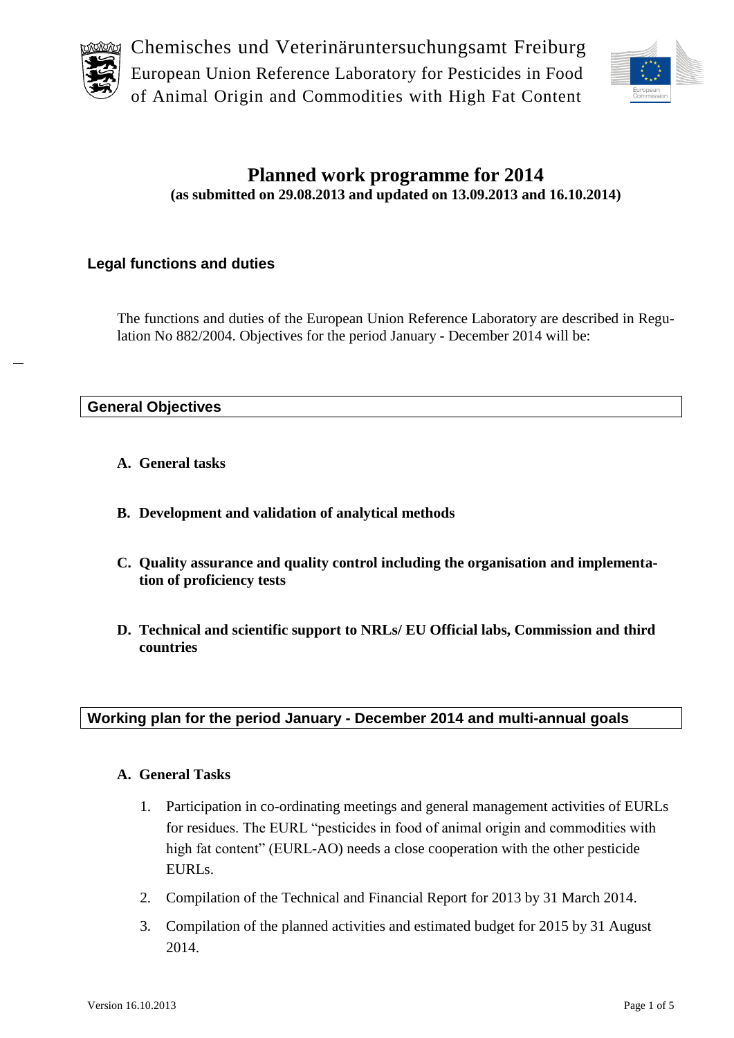Chemisches und Veterinäruntersuchungsamt Freiburg
European Union Reference Laboratory for Pesticides in Food of Animal Origin and Commodities with High Fat Content

# Planned work programme for 2014

**(as submitted on 29.08.2013 and updated on 13.09.2013 and 16.10.2014)**

## Legal functions and duties

The functions and duties of the European Union Reference Laboratory are described in Regulation No 882/2004. Objectives for the period January - December 2014 will be:

## General Objectives

**A. General tasks**

**B. Development and validation of analytical methods**

**C. Quality assurance and quality control including the organisation and implementation of proficiency tests**

**D. Technical and scientific support to NRLs/ EU Official labs, Commission and third countries**

## Working plan for the period January - December 2014 and multi-annual goals

### A. General Tasks

1. Participation in co-ordinating meetings and general management activities of EURLs for residues. The EURL "pesticides in food of animal origin and commodities with high fat content" (EURL-AO) needs a close cooperation with the other pesticide EURLs.
2. Compilation of the Technical and Financial Report for 2013 by 31 March 2014.
3. Compilation of the planned activities and estimated budget for 2015 by 31 August 2014.

Version 16.10.2013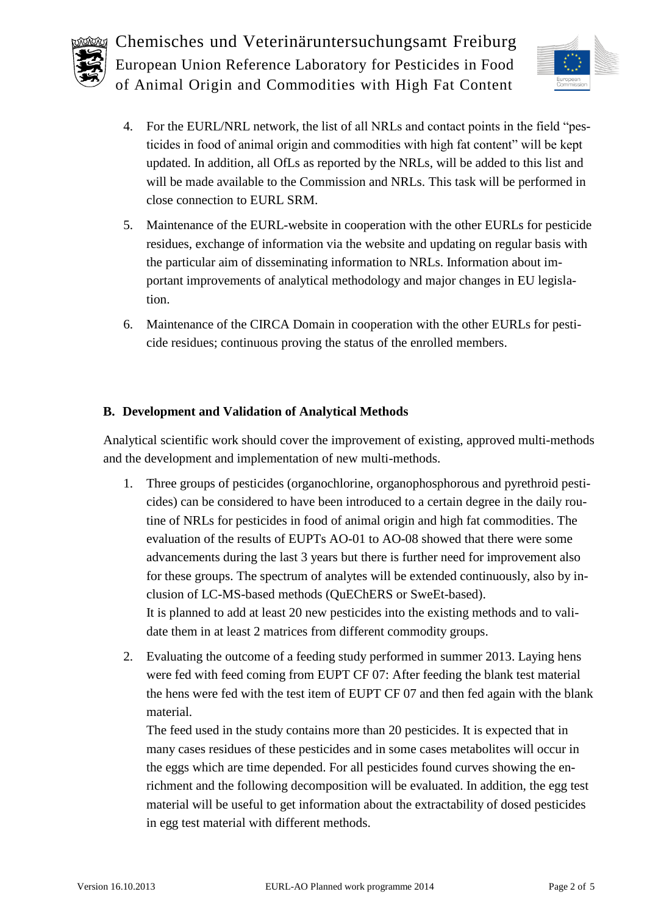4. For the EURL/NRL network, the list of all NRLs and contact points in the field “pesticides in food of animal origin and commodities with high fat content” will be kept updated. In addition, all OfLs as reported by the NRLs, will be added to this list and will be made available to the Commission and NRLs. This task will be performed in close connection to EURL SRM.
5. Maintenance of the EURL-website in cooperation with the other EURLs for pesticide residues, exchange of information via the website and updating on regular basis with the particular aim of disseminating information to NRLs. Information about important improvements of analytical methodology and major changes in EU legislation.
6. Maintenance of the CIRCA Domain in cooperation with the other EURLs for pesticide residues; continuous proving the status of the enrolled members.

## B. Development and Validation of Analytical Methods

Analytical scientific work should cover the improvement of existing, approved multi-methods and the development and implementation of new multi-methods.

1. Three groups of pesticides (organochlorine, organophosphorous and pyrethroid pesticides) can be considered to have been introduced to a certain degree in the daily routine of NRLs for pesticides in food of animal origin and high fat commodities. The evaluation of the results of EUPTs AO-01 to AO-08 showed that there were some advancements during the last 3 years but there is further need for improvement also for these groups. The spectrum of analytes will be extended continuously, also by inclusion of LC-MS-based methods (QuEChERS or SweEt-based).
   It is planned to add at least 20 new pesticides into the existing methods and to validate them in at least 2 matrices from different commodity groups.
2. Evaluating the outcome of a feeding study performed in summer 2013. Laying hens were fed with feed coming from EUPT CF 07: After feeding the blank test material the hens were fed with the test item of EUPT CF 07 and then fed again with the blank material.
   The feed used in the study contains more than 20 pesticides. It is expected that in many cases residues of these pesticides and in some cases metabolites will occur in the eggs which are time depended. For all pesticides found curves showing the enrichment and the following decomposition will be evaluated. In addition, the egg test material will be useful to get information about the extractability of dosed pesticides in egg test material with different methods.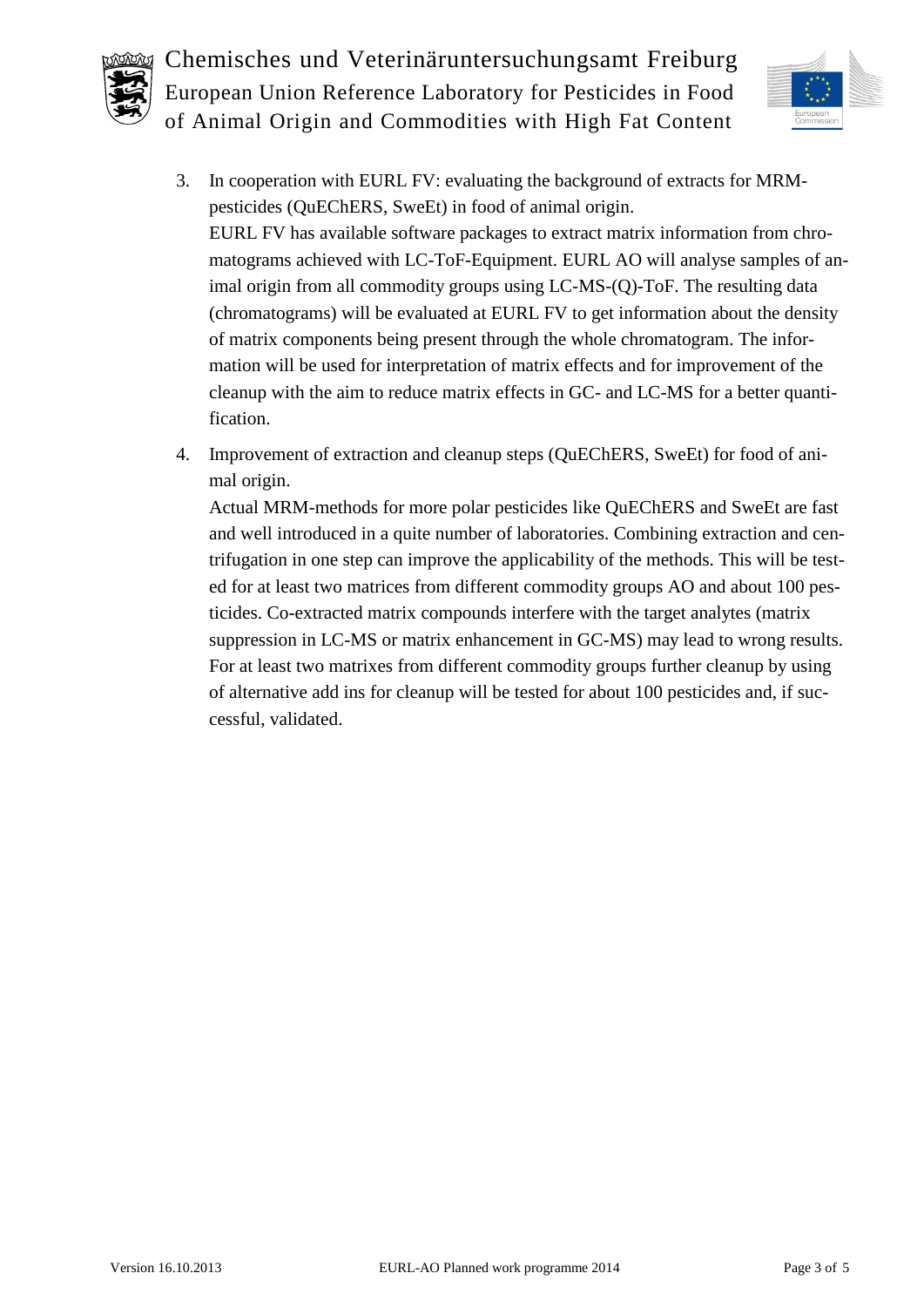3. In cooperation with EURL FV: evaluating the background of extracts for MRM-pesticides (QuEChERS, SweEt) in food of animal origin.
   EURL FV has available software packages to extract matrix information from chromatograms achieved with LC-ToF-Equipment. EURL AO will analyse samples of animal origin from all commodity groups using LC-MS-(Q)-ToF. The resulting data (chromatograms) will be evaluated at EURL FV to get information about the density of matrix components being present through the whole chromatogram. The information will be used for interpretation of matrix effects and for improvement of the cleanup with the aim to reduce matrix effects in GC- and LC-MS for a better quantification.

4. Improvement of extraction and cleanup steps (QuEChERS, SweEt) for food of animal origin.
   Actual MRM-methods for more polar pesticides like QuEChERS and SweEt are fast and well introduced in a quite number of laboratories. Combining extraction and centrifugation in one step can improve the applicability of the methods. This will be tested for at least two matrices from different commodity groups AO and about 100 pesticides. Co-extracted matrix compounds interfere with the target analytes (matrix suppression in LC-MS or matrix enhancement in GC-MS) may lead to wrong results. For at least two matrixes from different commodity groups further cleanup by using of alternative add ins for cleanup will be tested for about 100 pesticides and, if successful, validated.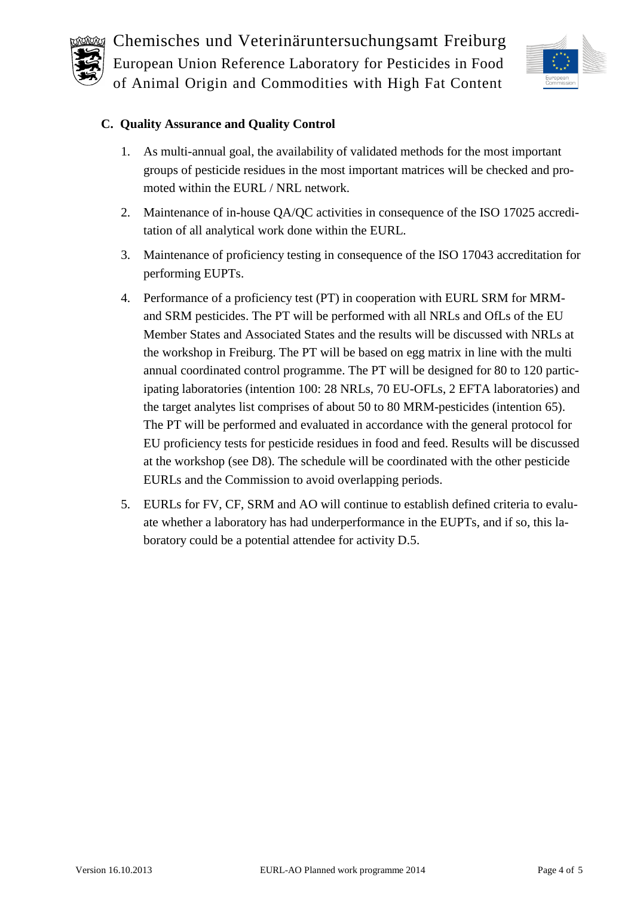## C. Quality Assurance and Quality Control

1. As multi-annual goal, the availability of validated methods for the most important groups of pesticide residues in the most important matrices will be checked and promoted within the EURL / NRL network.

2. Maintenance of in-house QA/QC activities in consequence of the ISO 17025 accreditation of all analytical work done within the EURL.

3. Maintenance of proficiency testing in consequence of the ISO 17043 accreditation for performing EUPTs.

4. Performance of a proficiency test (PT) in cooperation with EURL SRM for MRM- and SRM pesticides. The PT will be performed with all NRLs and OfLs of the EU Member States and Associated States and the results will be discussed with NRLs at the workshop in Freiburg. The PT will be based on egg matrix in line with the multi annual coordinated control programme. The PT will be designed for 80 to 120 participating laboratories (intention 100: 28 NRLs, 70 EU-OFLs, 2 EFTA laboratories) and the target analytes list comprises of about 50 to 80 MRM-pesticides (intention 65). The PT will be performed and evaluated in accordance with the general protocol for EU proficiency tests for pesticide residues in food and feed. Results will be discussed at the workshop (see D8). The schedule will be coordinated with the other pesticide EURLs and the Commission to avoid overlapping periods.

5. EURLs for FV, CF, SRM and AO will continue to establish defined criteria to evaluate whether a laboratory has had underperformance in the EUPTs, and if so, this laboratory could be a potential attendee for activity D.5.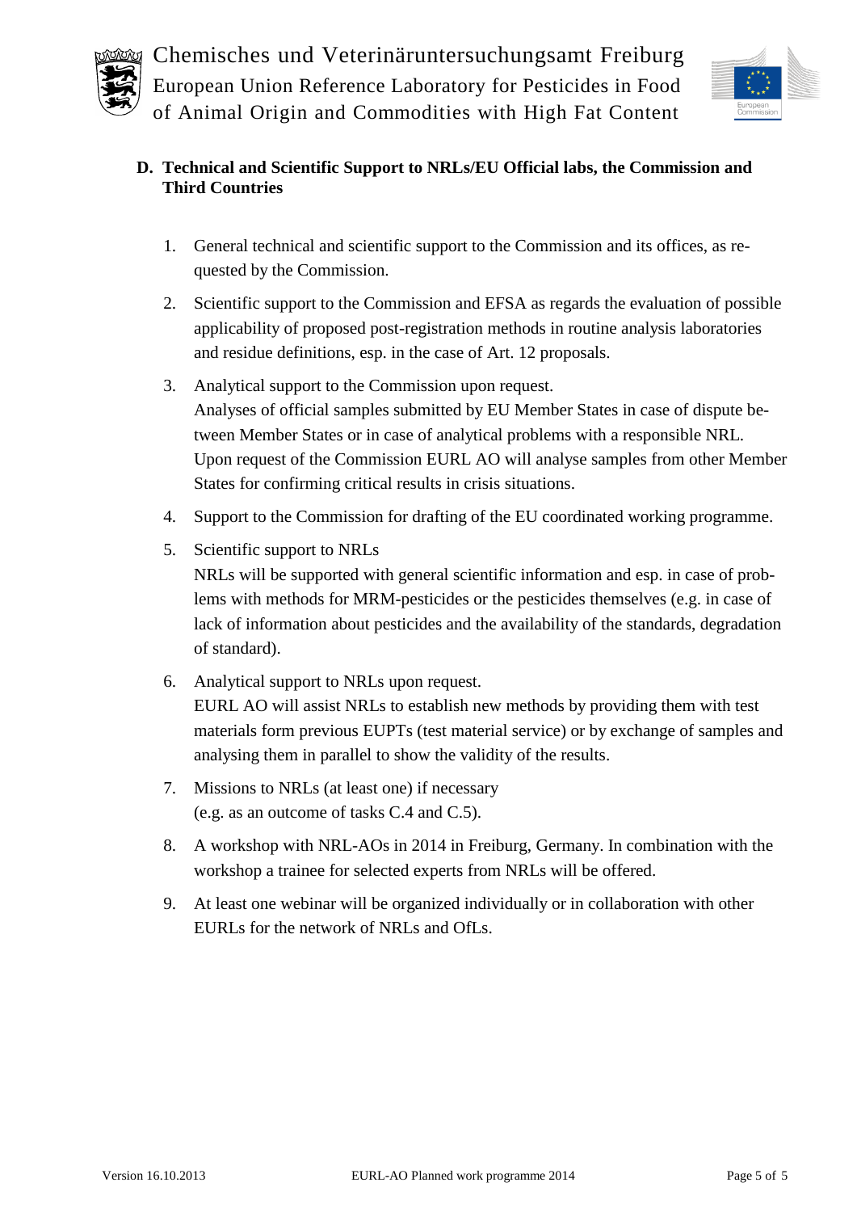## D. Technical and Scientific Support to NRLs/EU Official labs, the Commission and Third Countries

1. General technical and scientific support to the Commission and its offices, as requested by the Commission.
2. Scientific support to the Commission and EFSA as regards the evaluation of possible applicability of proposed post-registration methods in routine analysis laboratories and residue definitions, esp. in the case of Art. 12 proposals.
3. Analytical support to the Commission upon request.
   Analyses of official samples submitted by EU Member States in case of dispute between Member States or in case of analytical problems with a responsible NRL.
   Upon request of the Commission EURL AO will analyse samples from other Member States for confirming critical results in crisis situations.
4. Support to the Commission for drafting of the EU coordinated working programme.
5. Scientific support to NRLs
   NRLs will be supported with general scientific information and esp. in case of problems with methods for MRM-pesticides or the pesticides themselves (e.g. in case of lack of information about pesticides and the availability of the standards, degradation of standard).
6. Analytical support to NRLs upon request.
   EURL AO will assist NRLs to establish new methods by providing them with test materials form previous EUPTs (test material service) or by exchange of samples and analysing them in parallel to show the validity of the results.
7. Missions to NRLs (at least one) if necessary
   (e.g. as an outcome of tasks C.4 and C.5).
8. A workshop with NRL-AOs in 2014 in Freiburg, Germany. In combination with the workshop a trainee for selected experts from NRLs will be offered.
9. At least one webinar will be organized individually or in collaboration with other EURLs for the network of NRLs and OfLs.